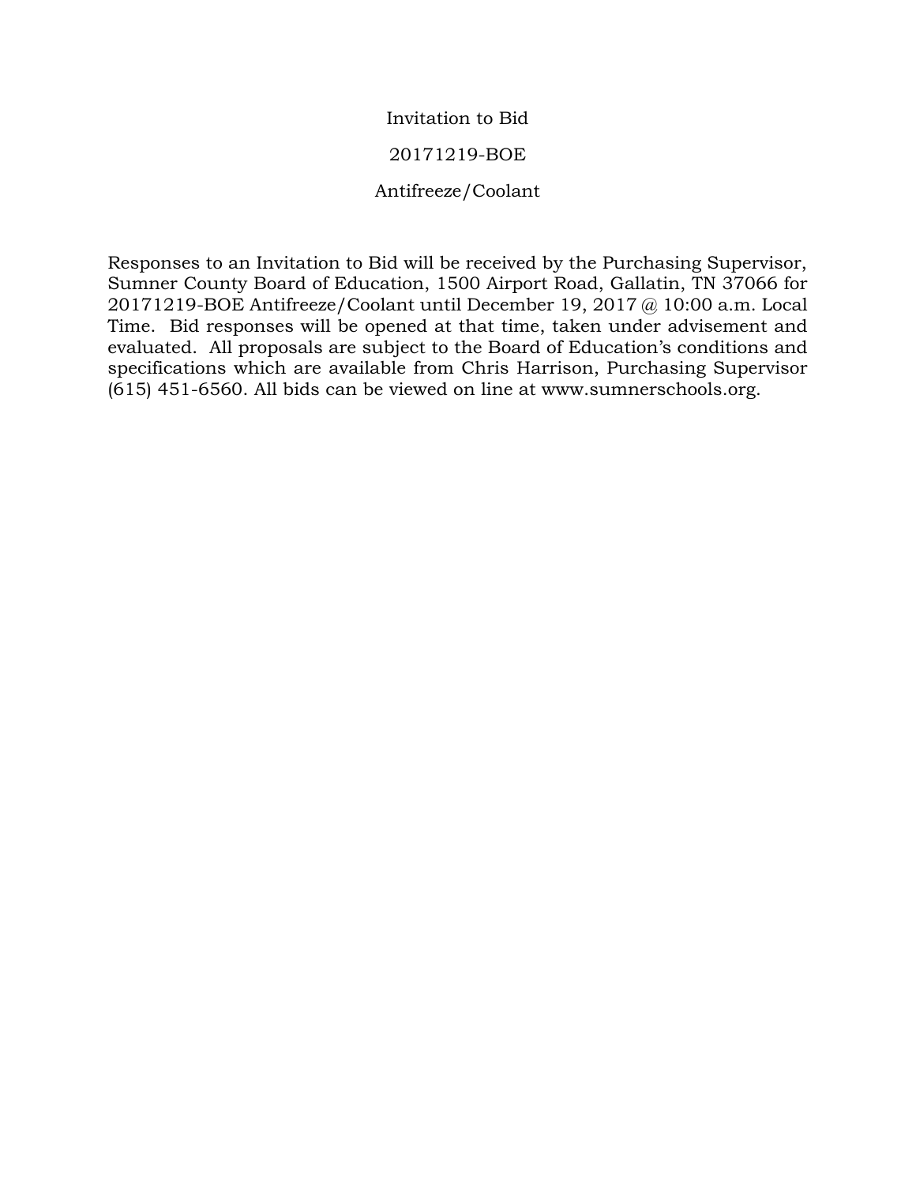# Invitation to Bid

## 20171219-BOE

## Antifreeze/Coolant

Responses to an Invitation to Bid will be received by the Purchasing Supervisor, Sumner County Board of Education, 1500 Airport Road, Gallatin, TN 37066 for 20171219-BOE Antifreeze/Coolant until December 19, 2017 @ 10:00 a.m. Local Time. Bid responses will be opened at that time, taken under advisement and evaluated. All proposals are subject to the Board of Education's conditions and specifications which are available from Chris Harrison, Purchasing Supervisor (615) 451-6560. All bids can be viewed on line at www.sumnerschools.org.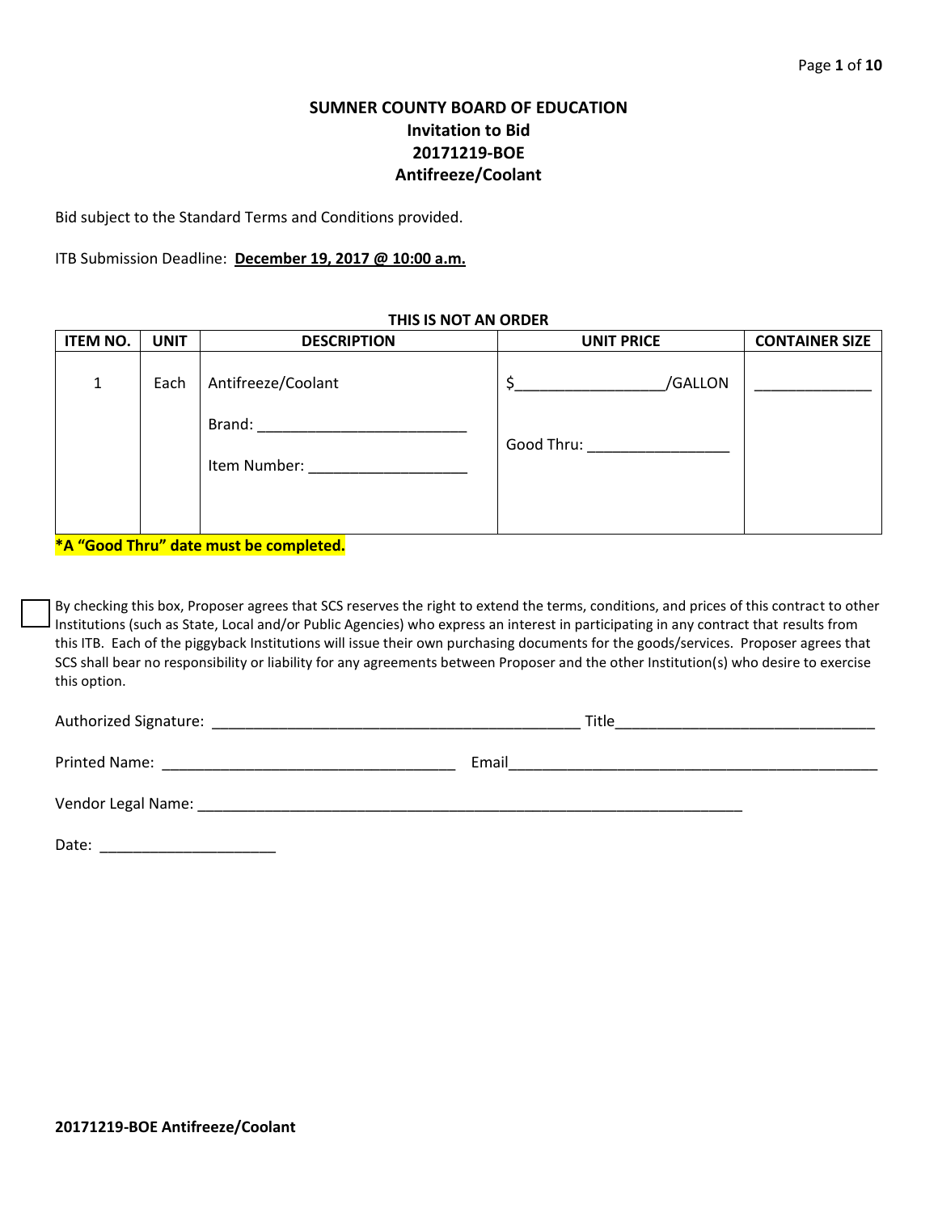# SUMNER COUNTY BOARD OF EDUCATION
## Invitation to Bid
## 20171219-BOE
## Antifreeze/Coolant

Bid subject to the Standard Terms and Conditions provided.

ITB Submission Deadline: **December 19, 2017 @ 10:00 a.m.**

**THIS IS NOT AN ORDER**

| ITEM NO. | UNIT | DESCRIPTION | UNIT PRICE | CONTAINER SIZE |
|---|---|---|---|---|
| 1 | Each | Antifreeze/Coolant<br><br>Brand: ________________________<br><br>Item Number: __________________ | $________________/GALLON<br><br>Good Thru: ________________ | _____________ |

**\*A "Good Thru" date must be completed.**

☐ By checking this box, Proposer agrees that SCS reserves the right to extend the terms, conditions, and prices of this contract to other Institutions (such as State, Local and/or Public Agencies) who express an interest in participating in any contract that results from this ITB. Each of the piggyback Institutions will issue their own purchasing documents for the goods/services. Proposer agrees that SCS shall bear no responsibility or liability for any agreements between Proposer and the other Institution(s) who desire to exercise this option.

Authorized Signature: ____________________________________________ Title______________________________

Printed Name: ___________________________________ Email____________________________________________

Vendor Legal Name: _________________________________________________________________

Date: ____________________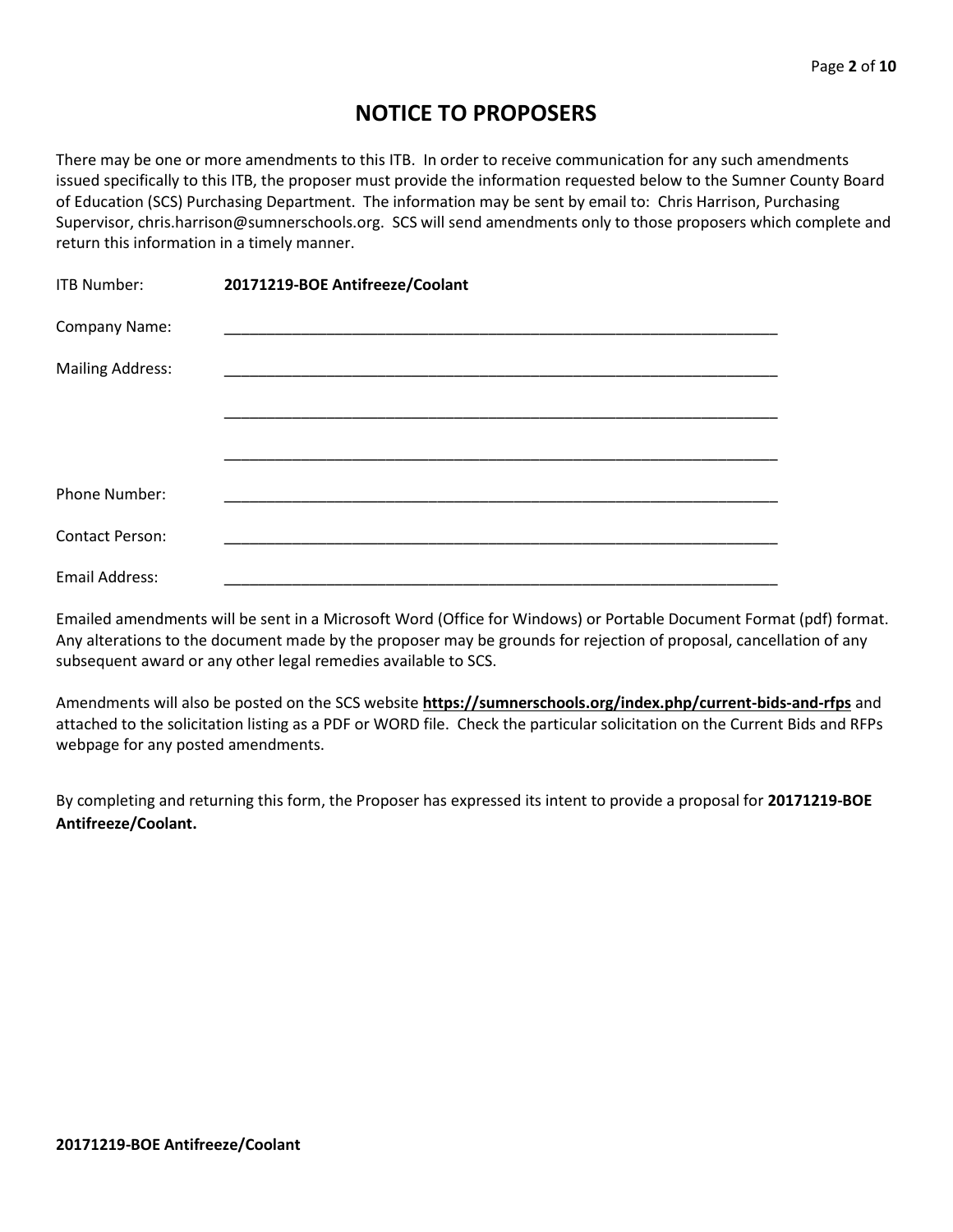# NOTICE TO PROPOSERS

There may be one or more amendments to this ITB. In order to receive communication for any such amendments issued specifically to this ITB, the proposer must provide the information requested below to the Sumner County Board of Education (SCS) Purchasing Department. The information may be sent by email to: Chris Harrison, Purchasing Supervisor, chris.harrison@sumnerschools.org. SCS will send amendments only to those proposers which complete and return this information in a timely manner.

ITB Number: **20171219-BOE Antifreeze/Coolant**

Company Name: ____________________________________________________________________

Mailing Address: ____________________________________________________________________

____________________________________________________________________

____________________________________________________________________

Phone Number: ____________________________________________________________________

Contact Person: ____________________________________________________________________

Email Address: ____________________________________________________________________

Emailed amendments will be sent in a Microsoft Word (Office for Windows) or Portable Document Format (pdf) format. Any alterations to the document made by the proposer may be grounds for rejection of proposal, cancellation of any subsequent award or any other legal remedies available to SCS.

Amendments will also be posted on the SCS website **https://sumnerschools.org/index.php/current-bids-and-rfps** and attached to the solicitation listing as a PDF or WORD file. Check the particular solicitation on the Current Bids and RFPs webpage for any posted amendments.

By completing and returning this form, the Proposer has expressed its intent to provide a proposal for **20171219-BOE Antifreeze/Coolant.**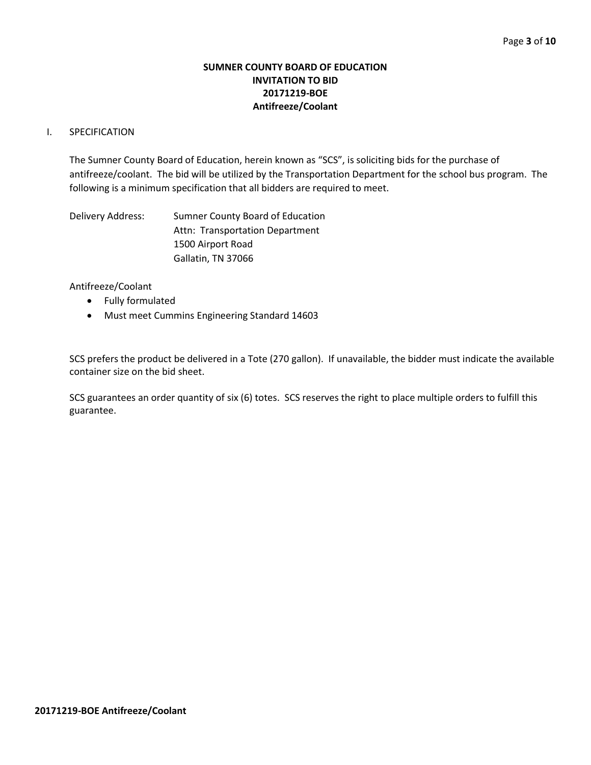**SUMNER COUNTY BOARD OF EDUCATION**
**INVITATION TO BID**
**20171219-BOE**
**Antifreeze/Coolant**

I. SPECIFICATION

The Sumner County Board of Education, herein known as "SCS", is soliciting bids for the purchase of antifreeze/coolant. The bid will be utilized by the Transportation Department for the school bus program. The following is a minimum specification that all bidders are required to meet.

Delivery Address: Sumner County Board of Education
Attn: Transportation Department
1500 Airport Road
Gallatin, TN 37066

Antifreeze/Coolant

- Fully formulated
- Must meet Cummins Engineering Standard 14603

SCS prefers the product be delivered in a Tote (270 gallon). If unavailable, the bidder must indicate the available container size on the bid sheet.

SCS guarantees an order quantity of six (6) totes. SCS reserves the right to place multiple orders to fulfill this guarantee.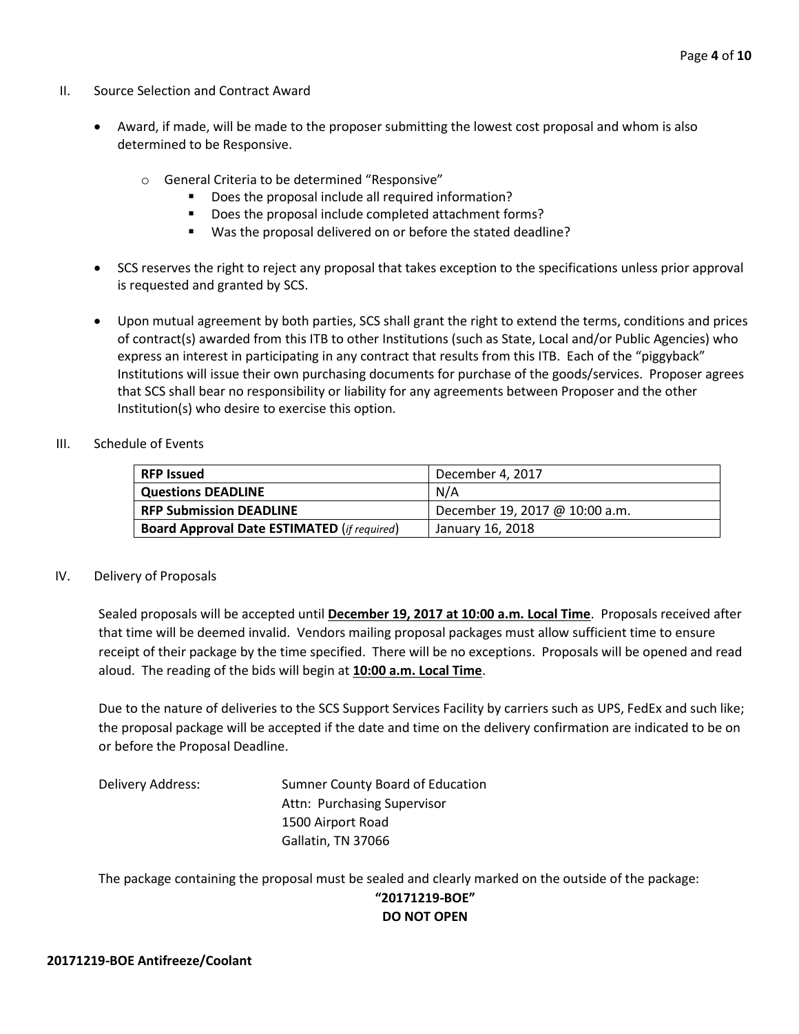II. Source Selection and Contract Award

- Award, if made, will be made to the proposer submitting the lowest cost proposal and whom is also determined to be Responsive.
    - General Criteria to be determined "Responsive"
        - Does the proposal include all required information?
        - Does the proposal include completed attachment forms?
        - Was the proposal delivered on or before the stated deadline?
- SCS reserves the right to reject any proposal that takes exception to the specifications unless prior approval is requested and granted by SCS.
- Upon mutual agreement by both parties, SCS shall grant the right to extend the terms, conditions and prices of contract(s) awarded from this ITB to other Institutions (such as State, Local and/or Public Agencies) who express an interest in participating in any contract that results from this ITB. Each of the "piggyback" Institutions will issue their own purchasing documents for purchase of the goods/services. Proposer agrees that SCS shall bear no responsibility or liability for any agreements between Proposer and the other Institution(s) who desire to exercise this option.

III. Schedule of Events

| **RFP Issued** | December 4, 2017 |
|---|---|
| **Questions DEADLINE** | N/A |
| **RFP Submission DEADLINE** | December 19, 2017 @ 10:00 a.m. |
| **Board Approval Date ESTIMATED** (*if required*) | January 16, 2018 |

IV. Delivery of Proposals

Sealed proposals will be accepted until **December 19, 2017 at 10:00 a.m. Local Time**. Proposals received after that time will be deemed invalid. Vendors mailing proposal packages must allow sufficient time to ensure receipt of their package by the time specified. There will be no exceptions. Proposals will be opened and read aloud. The reading of the bids will begin at **10:00 a.m. Local Time**.

Due to the nature of deliveries to the SCS Support Services Facility by carriers such as UPS, FedEx and such like; the proposal package will be accepted if the date and time on the delivery confirmation are indicated to be on or before the Proposal Deadline.

Delivery Address: Sumner County Board of Education
Attn: Purchasing Supervisor
1500 Airport Road
Gallatin, TN 37066

The package containing the proposal must be sealed and clearly marked on the outside of the package:

**"20171219-BOE"**
**DO NOT OPEN**

**20171219-BOE Antifreeze/Coolant**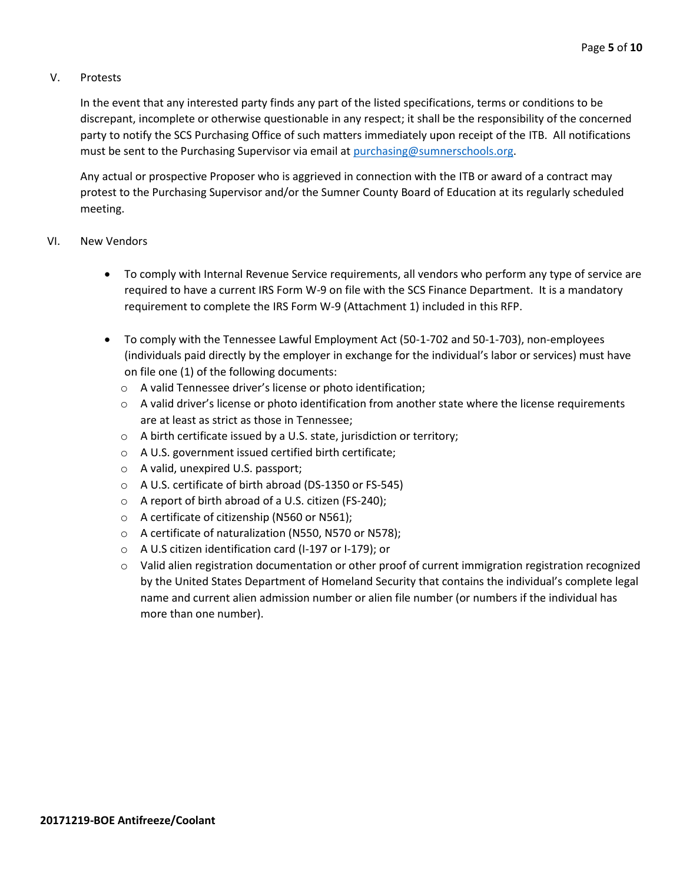## V. Protests

In the event that any interested party finds any part of the listed specifications, terms or conditions to be discrepant, incomplete or otherwise questionable in any respect; it shall be the responsibility of the concerned party to notify the SCS Purchasing Office of such matters immediately upon receipt of the ITB. All notifications must be sent to the Purchasing Supervisor via email at purchasing@sumnerschools.org.

Any actual or prospective Proposer who is aggrieved in connection with the ITB or award of a contract may protest to the Purchasing Supervisor and/or the Sumner County Board of Education at its regularly scheduled meeting.

## VI. New Vendors

- To comply with Internal Revenue Service requirements, all vendors who perform any type of service are required to have a current IRS Form W-9 on file with the SCS Finance Department. It is a mandatory requirement to complete the IRS Form W-9 (Attachment 1) included in this RFP.

- To comply with the Tennessee Lawful Employment Act (50-1-702 and 50-1-703), non-employees (individuals paid directly by the employer in exchange for the individual's labor or services) must have on file one (1) of the following documents:
  - A valid Tennessee driver's license or photo identification;
  - A valid driver's license or photo identification from another state where the license requirements are at least as strict as those in Tennessee;
  - A birth certificate issued by a U.S. state, jurisdiction or territory;
  - A U.S. government issued certified birth certificate;
  - A valid, unexpired U.S. passport;
  - A U.S. certificate of birth abroad (DS-1350 or FS-545)
  - A report of birth abroad of a U.S. citizen (FS-240);
  - A certificate of citizenship (N560 or N561);
  - A certificate of naturalization (N550, N570 or N578);
  - A U.S citizen identification card (I-197 or I-179); or
  - Valid alien registration documentation or other proof of current immigration registration recognized by the United States Department of Homeland Security that contains the individual's complete legal name and current alien admission number or alien file number (or numbers if the individual has more than one number).

**20171219-BOE Antifreeze/Coolant**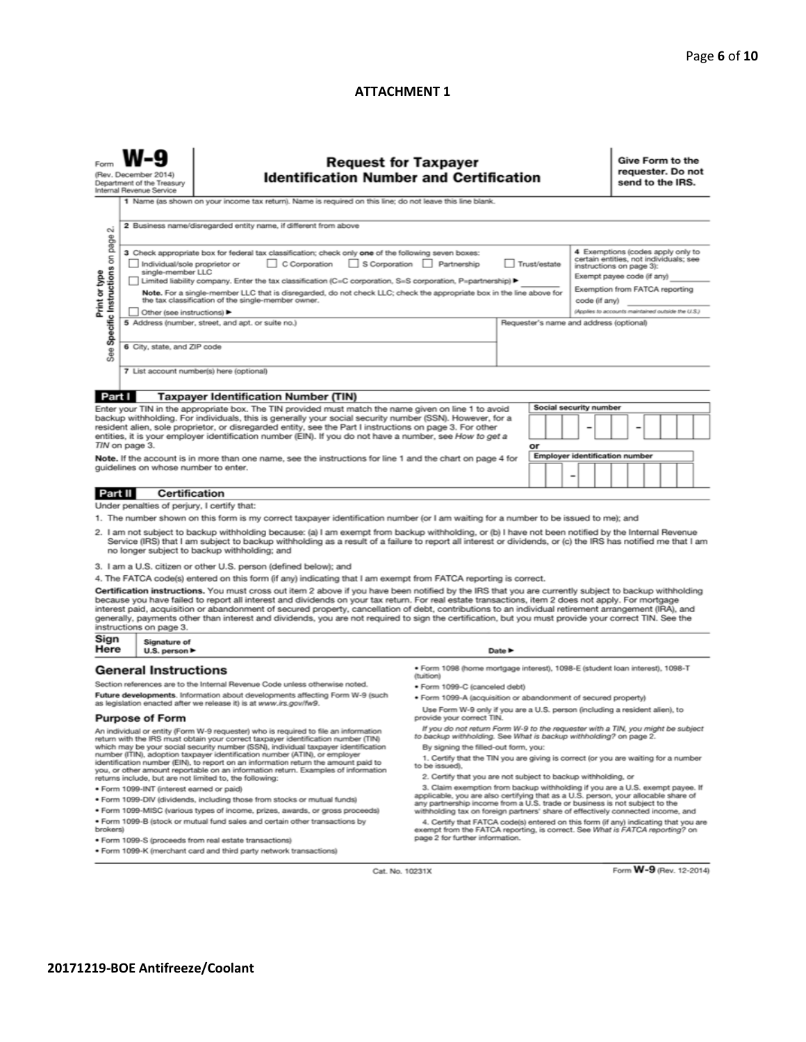## ATTACHMENT 1

Form **W-9**
(Rev. December 2014)
Department of the Treasury
Internal Revenue Service

# Request for Taxpayer Identification Number and Certification

**Give Form to the requester. Do not send to the IRS.**

Print or type
See **Specific Instructions** on page 2.

1 Name (as shown on your income tax return). Name is required on this line; do not leave this line blank.

2 Business name/disregarded entity name, if different from above

3 Check appropriate box for federal tax classification; check only **one** of the following seven boxes:

- ☐ Individual/sole proprietor or single-member LLC
- ☐ C Corporation
- ☐ S Corporation
- ☐ Partnership
- ☐ Trust/estate
- ☐ Limited liability company. Enter the tax classification (C=C corporation, S=S corporation, P=partnership) ▶ ________

**Note.** For a single-member LLC that is disregarded, do not check LLC; check the appropriate box in the line above for the tax classification of the single-member owner.

- ☐ Other (see instructions) ▶

4 Exemptions (codes apply only to certain entities, not individuals; see instructions on page 3):

Exempt payee code (if any) ________

Exemption from FATCA reporting code (if any) ________

*(Applies to accounts maintained outside the U.S.)*

5 Address (number, street, and apt. or suite no.)

Requester's name and address (optional)

6 City, state, and ZIP code

7 List account number(s) here (optional)

## Part I Taxpayer Identification Number (TIN)

Enter your TIN in the appropriate box. The TIN provided must match the name given on line 1 to avoid backup withholding. For individuals, this is generally your social security number (SSN). However, for a resident alien, sole proprietor, or disregarded entity, see the Part I instructions on page 3. For other entities, it is your employer identification number (EIN). If you do not have a number, see *How to get a TIN* on page 3.

**Note.** If the account is in more than one name, see the instructions for line 1 and the chart on page 4 for guidelines on whose number to enter.

**Social security number**

☐☐☐ – ☐☐ – ☐☐☐☐

**or**

**Employer identification number**

☐☐ – ☐☐☐☐☐☐☐

## Part II Certification

Under penalties of perjury, I certify that:

1. The number shown on this form is my correct taxpayer identification number (or I am waiting for a number to be issued to me); and
2. I am not subject to backup withholding because: (a) I am exempt from backup withholding, or (b) I have not been notified by the Internal Revenue Service (IRS) that I am subject to backup withholding as a result of a failure to report all interest or dividends, or (c) the IRS has notified me that I am no longer subject to backup withholding; and
3. I am a U.S. citizen or other U.S. person (defined below); and
4. The FATCA code(s) entered on this form (if any) indicating that I am exempt from FATCA reporting is correct.

**Certification instructions.** You must cross out item 2 above if you have been notified by the IRS that you are currently subject to backup withholding because you have failed to report all interest and dividends on your tax return. For real estate transactions, item 2 does not apply. For mortgage interest paid, acquisition or abandonment of secured property, cancellation of debt, contributions to an individual retirement arrangement (IRA), and generally, payments other than interest and dividends, you are not required to sign the certification, but you must provide your correct TIN. See the instructions on page 3.

**Sign Here** Signature of U.S. person ▶ Date ▶

## General Instructions

Section references are to the Internal Revenue Code unless otherwise noted.

**Future developments.** Information about developments affecting Form W-9 (such as legislation enacted after we release it) is at *www.irs.gov/fw9*.

### Purpose of Form

An individual or entity (Form W-9 requester) who is required to file an information return with the IRS must obtain your correct taxpayer identification number (TIN) which may be your social security number (SSN), individual taxpayer identification number (ITIN), adoption taxpayer identification number (ATIN), or employer identification number (EIN), to report on an information return the amount paid to you, or other amount reportable on an information return. Examples of information returns include, but are not limited to, the following:

- Form 1099-INT (interest earned or paid)
- Form 1099-DIV (dividends, including those from stocks or mutual funds)
- Form 1099-MISC (various types of income, prizes, awards, or gross proceeds)
- Form 1099-B (stock or mutual fund sales and certain other transactions by brokers)
- Form 1099-S (proceeds from real estate transactions)
- Form 1099-K (merchant card and third party network transactions)
- Form 1098 (home mortgage interest), 1098-E (student loan interest), 1098-T (tuition)
- Form 1099-C (canceled debt)
- Form 1099-A (acquisition or abandonment of secured property)

Use Form W-9 only if you are a U.S. person (including a resident alien), to provide your correct TIN.

*If you do not return Form W-9 to the requester with a TIN, you might be subject to backup withholding. See What is backup withholding? on page 2.*

By signing the filled-out form, you:

1. Certify that the TIN you are giving is correct (or you are waiting for a number to be issued),
2. Certify that you are not subject to backup withholding, or
3. Claim exemption from backup withholding if you are a U.S. exempt payee. If applicable, you are also certifying that as a U.S. person, your allocable share of any partnership income from a U.S. trade or business is not subject to the withholding tax on foreign partners' share of effectively connected income, and
4. Certify that FATCA code(s) entered on this form (if any) indicating that you are exempt from the FATCA reporting, is correct. See *What is FATCA reporting?* on page 2 for further information.

Cat. No. 10231X

Form **W-9** (Rev. 12-2014)

**20171219-BOE Antifreeze/Coolant**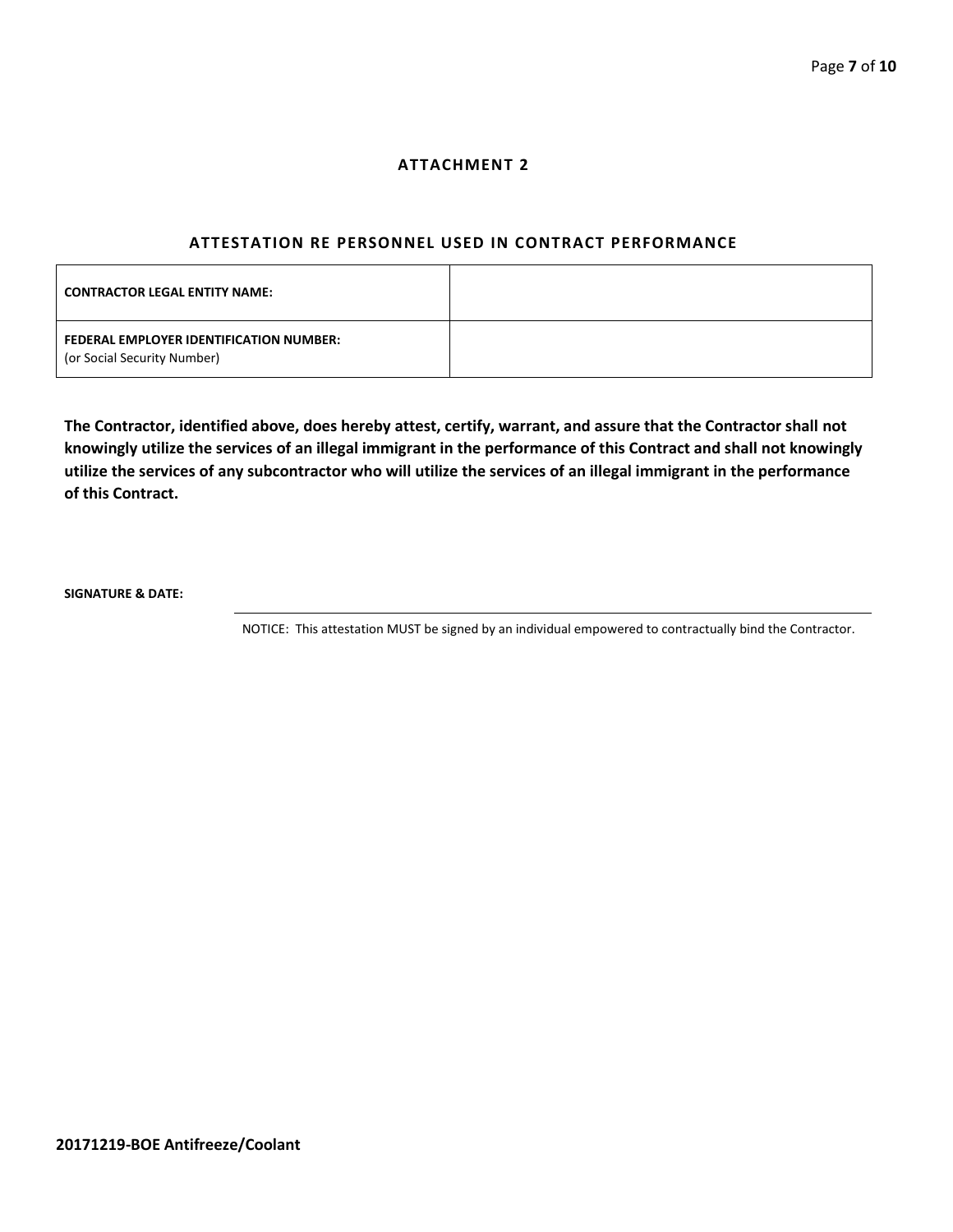## ATTACHMENT 2

### ATTESTATION RE PERSONNEL USED IN CONTRACT PERFORMANCE

| | |
|---|---|
| **CONTRACTOR LEGAL ENTITY NAME:** | |
| **FEDERAL EMPLOYER IDENTIFICATION NUMBER:** (or Social Security Number) | |

**The Contractor, identified above, does hereby attest, certify, warrant, and assure that the Contractor shall not knowingly utilize the services of an illegal immigrant in the performance of this Contract and shall not knowingly utilize the services of any subcontractor who will utilize the services of an illegal immigrant in the performance of this Contract.**

**SIGNATURE & DATE:**

NOTICE: This attestation MUST be signed by an individual empowered to contractually bind the Contractor.

**20171219-BOE Antifreeze/Coolant**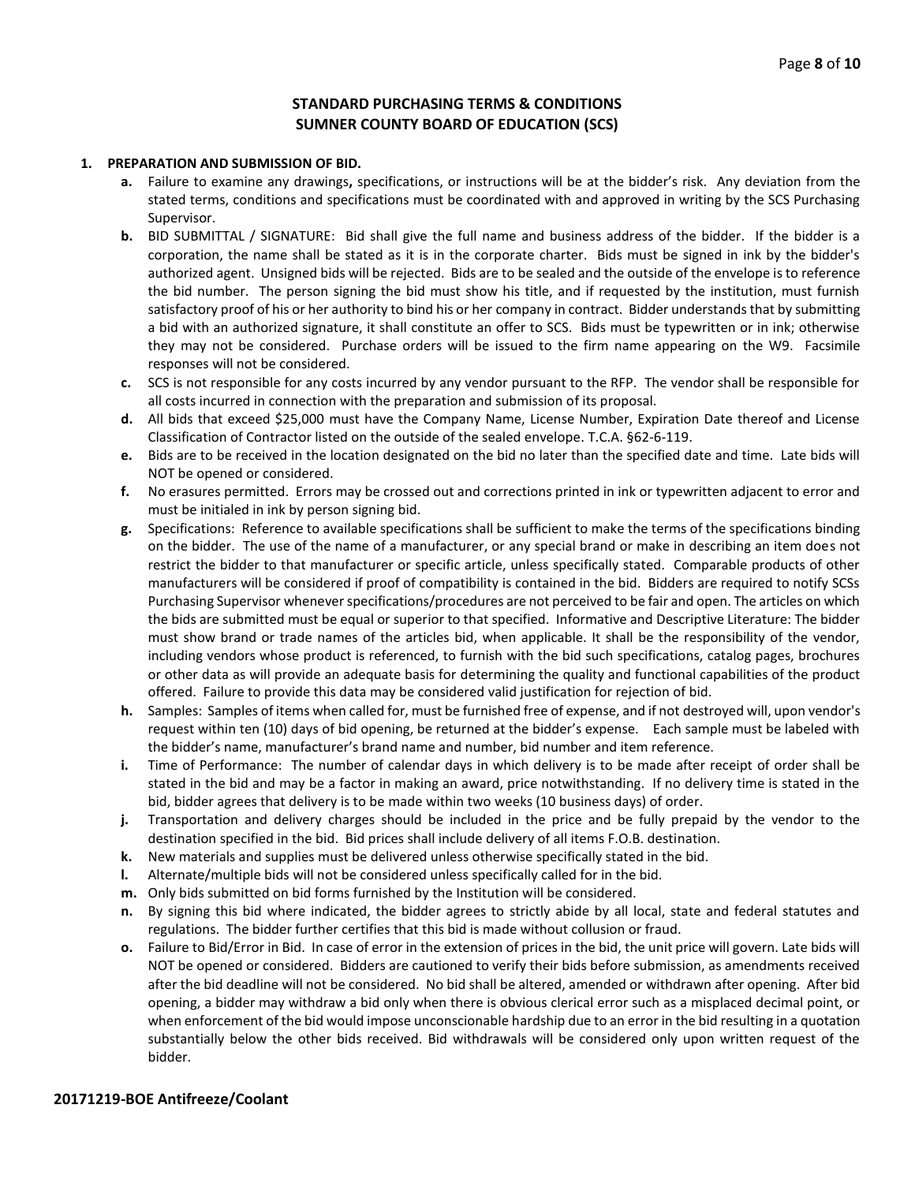## STANDARD PURCHASING TERMS & CONDITIONS
## SUMNER COUNTY BOARD OF EDUCATION (SCS)

**1. PREPARATION AND SUBMISSION OF BID.**

- **a.** Failure to examine any drawings**,** specifications, or instructions will be at the bidder's risk. Any deviation from the stated terms, conditions and specifications must be coordinated with and approved in writing by the SCS Purchasing Supervisor.
- **b.** BID SUBMITTAL / SIGNATURE: Bid shall give the full name and business address of the bidder. If the bidder is a corporation, the name shall be stated as it is in the corporate charter. Bids must be signed in ink by the bidder's authorized agent. Unsigned bids will be rejected. Bids are to be sealed and the outside of the envelope is to reference the bid number. The person signing the bid must show his title, and if requested by the institution, must furnish satisfactory proof of his or her authority to bind his or her company in contract. Bidder understands that by submitting a bid with an authorized signature, it shall constitute an offer to SCS. Bids must be typewritten or in ink; otherwise they may not be considered. Purchase orders will be issued to the firm name appearing on the W9. Facsimile responses will not be considered.
- **c.** SCS is not responsible for any costs incurred by any vendor pursuant to the RFP. The vendor shall be responsible for all costs incurred in connection with the preparation and submission of its proposal.
- **d.** All bids that exceed $25,000 must have the Company Name, License Number, Expiration Date thereof and License Classification of Contractor listed on the outside of the sealed envelope. T.C.A. §62-6-119.
- **e.** Bids are to be received in the location designated on the bid no later than the specified date and time. Late bids will NOT be opened or considered.
- **f.** No erasures permitted. Errors may be crossed out and corrections printed in ink or typewritten adjacent to error and must be initialed in ink by person signing bid.
- **g.** Specifications: Reference to available specifications shall be sufficient to make the terms of the specifications binding on the bidder. The use of the name of a manufacturer, or any special brand or make in describing an item does not restrict the bidder to that manufacturer or specific article, unless specifically stated. Comparable products of other manufacturers will be considered if proof of compatibility is contained in the bid. Bidders are required to notify SCSs Purchasing Supervisor whenever specifications/procedures are not perceived to be fair and open. The articles on which the bids are submitted must be equal or superior to that specified. Informative and Descriptive Literature: The bidder must show brand or trade names of the articles bid, when applicable. It shall be the responsibility of the vendor, including vendors whose product is referenced, to furnish with the bid such specifications, catalog pages, brochures or other data as will provide an adequate basis for determining the quality and functional capabilities of the product offered. Failure to provide this data may be considered valid justification for rejection of bid.
- **h.** Samples: Samples of items when called for, must be furnished free of expense, and if not destroyed will, upon vendor's request within ten (10) days of bid opening, be returned at the bidder's expense. Each sample must be labeled with the bidder's name, manufacturer's brand name and number, bid number and item reference.
- **i.** Time of Performance: The number of calendar days in which delivery is to be made after receipt of order shall be stated in the bid and may be a factor in making an award, price notwithstanding. If no delivery time is stated in the bid, bidder agrees that delivery is to be made within two weeks (10 business days) of order.
- **j.** Transportation and delivery charges should be included in the price and be fully prepaid by the vendor to the destination specified in the bid. Bid prices shall include delivery of all items F.O.B. destination.
- **k.** New materials and supplies must be delivered unless otherwise specifically stated in the bid.
- **l.** Alternate/multiple bids will not be considered unless specifically called for in the bid.
- **m.** Only bids submitted on bid forms furnished by the Institution will be considered.
- **n.** By signing this bid where indicated, the bidder agrees to strictly abide by all local, state and federal statutes and regulations. The bidder further certifies that this bid is made without collusion or fraud.
- **o.** Failure to Bid/Error in Bid. In case of error in the extension of prices in the bid, the unit price will govern. Late bids will NOT be opened or considered. Bidders are cautioned to verify their bids before submission, as amendments received after the bid deadline will not be considered. No bid shall be altered, amended or withdrawn after opening. After bid opening, a bidder may withdraw a bid only when there is obvious clerical error such as a misplaced decimal point, or when enforcement of the bid would impose unconscionable hardship due to an error in the bid resulting in a quotation substantially below the other bids received. Bid withdrawals will be considered only upon written request of the bidder.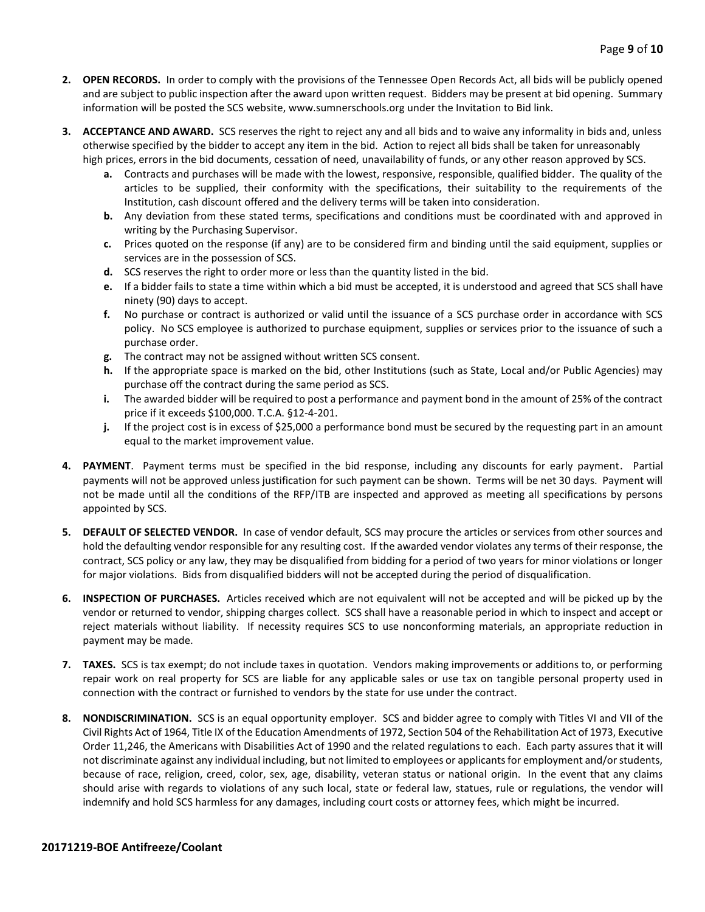2. **OPEN RECORDS.** In order to comply with the provisions of the Tennessee Open Records Act, all bids will be publicly opened and are subject to public inspection after the award upon written request. Bidders may be present at bid opening. Summary information will be posted the SCS website, www.sumnerschools.org under the Invitation to Bid link.

3. **ACCEPTANCE AND AWARD.** SCS reserves the right to reject any and all bids and to waive any informality in bids and, unless otherwise specified by the bidder to accept any item in the bid. Action to reject all bids shall be taken for unreasonably high prices, errors in the bid documents, cessation of need, unavailability of funds, or any other reason approved by SCS.
   - **a.** Contracts and purchases will be made with the lowest, responsive, responsible, qualified bidder. The quality of the articles to be supplied, their conformity with the specifications, their suitability to the requirements of the Institution, cash discount offered and the delivery terms will be taken into consideration.
   - **b.** Any deviation from these stated terms, specifications and conditions must be coordinated with and approved in writing by the Purchasing Supervisor.
   - **c.** Prices quoted on the response (if any) are to be considered firm and binding until the said equipment, supplies or services are in the possession of SCS.
   - **d.** SCS reserves the right to order more or less than the quantity listed in the bid.
   - **e.** If a bidder fails to state a time within which a bid must be accepted, it is understood and agreed that SCS shall have ninety (90) days to accept.
   - **f.** No purchase or contract is authorized or valid until the issuance of a SCS purchase order in accordance with SCS policy. No SCS employee is authorized to purchase equipment, supplies or services prior to the issuance of such a purchase order.
   - **g.** The contract may not be assigned without written SCS consent.
   - **h.** If the appropriate space is marked on the bid, other Institutions (such as State, Local and/or Public Agencies) may purchase off the contract during the same period as SCS.
   - **i.** The awarded bidder will be required to post a performance and payment bond in the amount of 25% of the contract price if it exceeds $100,000. T.C.A. §12-4-201.
   - **j.** If the project cost is in excess of $25,000 a performance bond must be secured by the requesting part in an amount equal to the market improvement value.

4. **PAYMENT**. Payment terms must be specified in the bid response, including any discounts for early payment. Partial payments will not be approved unless justification for such payment can be shown. Terms will be net 30 days. Payment will not be made until all the conditions of the RFP/ITB are inspected and approved as meeting all specifications by persons appointed by SCS.

5. **DEFAULT OF SELECTED VENDOR.** In case of vendor default, SCS may procure the articles or services from other sources and hold the defaulting vendor responsible for any resulting cost. If the awarded vendor violates any terms of their response, the contract, SCS policy or any law, they may be disqualified from bidding for a period of two years for minor violations or longer for major violations. Bids from disqualified bidders will not be accepted during the period of disqualification.

6. **INSPECTION OF PURCHASES.** Articles received which are not equivalent will not be accepted and will be picked up by the vendor or returned to vendor, shipping charges collect. SCS shall have a reasonable period in which to inspect and accept or reject materials without liability. If necessity requires SCS to use nonconforming materials, an appropriate reduction in payment may be made.

7. **TAXES.** SCS is tax exempt; do not include taxes in quotation. Vendors making improvements or additions to, or performing repair work on real property for SCS are liable for any applicable sales or use tax on tangible personal property used in connection with the contract or furnished to vendors by the state for use under the contract.

8. **NONDISCRIMINATION.** SCS is an equal opportunity employer. SCS and bidder agree to comply with Titles VI and VII of the Civil Rights Act of 1964, Title IX of the Education Amendments of 1972, Section 504 of the Rehabilitation Act of 1973, Executive Order 11,246, the Americans with Disabilities Act of 1990 and the related regulations to each. Each party assures that it will not discriminate against any individual including, but not limited to employees or applicants for employment and/or students, because of race, religion, creed, color, sex, age, disability, veteran status or national origin. In the event that any claims should arise with regards to violations of any such local, state or federal law, statues, rule or regulations, the vendor will indemnify and hold SCS harmless for any damages, including court costs or attorney fees, which might be incurred.

**20171219-BOE Antifreeze/Coolant**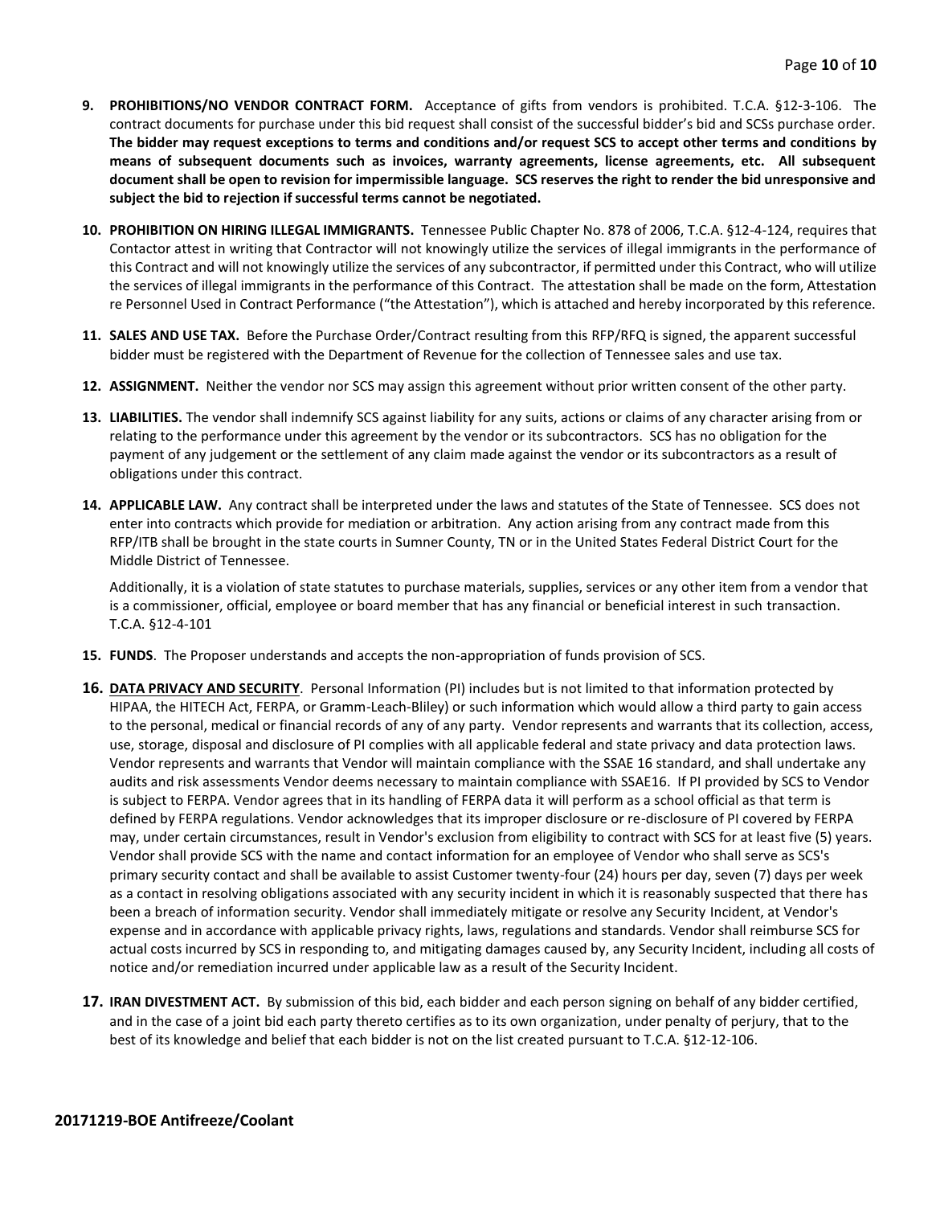9. **PROHIBITIONS/NO VENDOR CONTRACT FORM.** Acceptance of gifts from vendors is prohibited. T.C.A. §12-3-106. The contract documents for purchase under this bid request shall consist of the successful bidder's bid and SCSs purchase order. **The bidder may request exceptions to terms and conditions and/or request SCS to accept other terms and conditions by means of subsequent documents such as invoices, warranty agreements, license agreements, etc. All subsequent document shall be open to revision for impermissible language. SCS reserves the right to render the bid unresponsive and subject the bid to rejection if successful terms cannot be negotiated.**

10. **PROHIBITION ON HIRING ILLEGAL IMMIGRANTS.** Tennessee Public Chapter No. 878 of 2006, T.C.A. §12-4-124, requires that Contactor attest in writing that Contractor will not knowingly utilize the services of illegal immigrants in the performance of this Contract and will not knowingly utilize the services of any subcontractor, if permitted under this Contract, who will utilize the services of illegal immigrants in the performance of this Contract. The attestation shall be made on the form, Attestation re Personnel Used in Contract Performance ("the Attestation"), which is attached and hereby incorporated by this reference.

11. **SALES AND USE TAX.** Before the Purchase Order/Contract resulting from this RFP/RFQ is signed, the apparent successful bidder must be registered with the Department of Revenue for the collection of Tennessee sales and use tax.

12. **ASSIGNMENT.** Neither the vendor nor SCS may assign this agreement without prior written consent of the other party.

13. **LIABILITIES.** The vendor shall indemnify SCS against liability for any suits, actions or claims of any character arising from or relating to the performance under this agreement by the vendor or its subcontractors. SCS has no obligation for the payment of any judgement or the settlement of any claim made against the vendor or its subcontractors as a result of obligations under this contract.

14. **APPLICABLE LAW.** Any contract shall be interpreted under the laws and statutes of the State of Tennessee. SCS does not enter into contracts which provide for mediation or arbitration. Any action arising from any contract made from this RFP/ITB shall be brought in the state courts in Sumner County, TN or in the United States Federal District Court for the Middle District of Tennessee.

    Additionally, it is a violation of state statutes to purchase materials, supplies, services or any other item from a vendor that is a commissioner, official, employee or board member that has any financial or beneficial interest in such transaction. T.C.A. §12-4-101

15. **FUNDS**. The Proposer understands and accepts the non-appropriation of funds provision of SCS.

16. **DATA PRIVACY AND SECURITY**. Personal Information (PI) includes but is not limited to that information protected by HIPAA, the HITECH Act, FERPA, or Gramm-Leach-Bliley) or such information which would allow a third party to gain access to the personal, medical or financial records of any of any party. Vendor represents and warrants that its collection, access, use, storage, disposal and disclosure of PI complies with all applicable federal and state privacy and data protection laws. Vendor represents and warrants that Vendor will maintain compliance with the SSAE 16 standard, and shall undertake any audits and risk assessments Vendor deems necessary to maintain compliance with SSAE16. If PI provided by SCS to Vendor is subject to FERPA. Vendor agrees that in its handling of FERPA data it will perform as a school official as that term is defined by FERPA regulations. Vendor acknowledges that its improper disclosure or re-disclosure of PI covered by FERPA may, under certain circumstances, result in Vendor's exclusion from eligibility to contract with SCS for at least five (5) years. Vendor shall provide SCS with the name and contact information for an employee of Vendor who shall serve as SCS's primary security contact and shall be available to assist Customer twenty-four (24) hours per day, seven (7) days per week as a contact in resolving obligations associated with any security incident in which it is reasonably suspected that there has been a breach of information security. Vendor shall immediately mitigate or resolve any Security Incident, at Vendor's expense and in accordance with applicable privacy rights, laws, regulations and standards. Vendor shall reimburse SCS for actual costs incurred by SCS in responding to, and mitigating damages caused by, any Security Incident, including all costs of notice and/or remediation incurred under applicable law as a result of the Security Incident.

17. **IRAN DIVESTMENT ACT.** By submission of this bid, each bidder and each person signing on behalf of any bidder certified, and in the case of a joint bid each party thereto certifies as to its own organization, under penalty of perjury, that to the best of its knowledge and belief that each bidder is not on the list created pursuant to T.C.A. §12-12-106.

**20171219-BOE Antifreeze/Coolant**